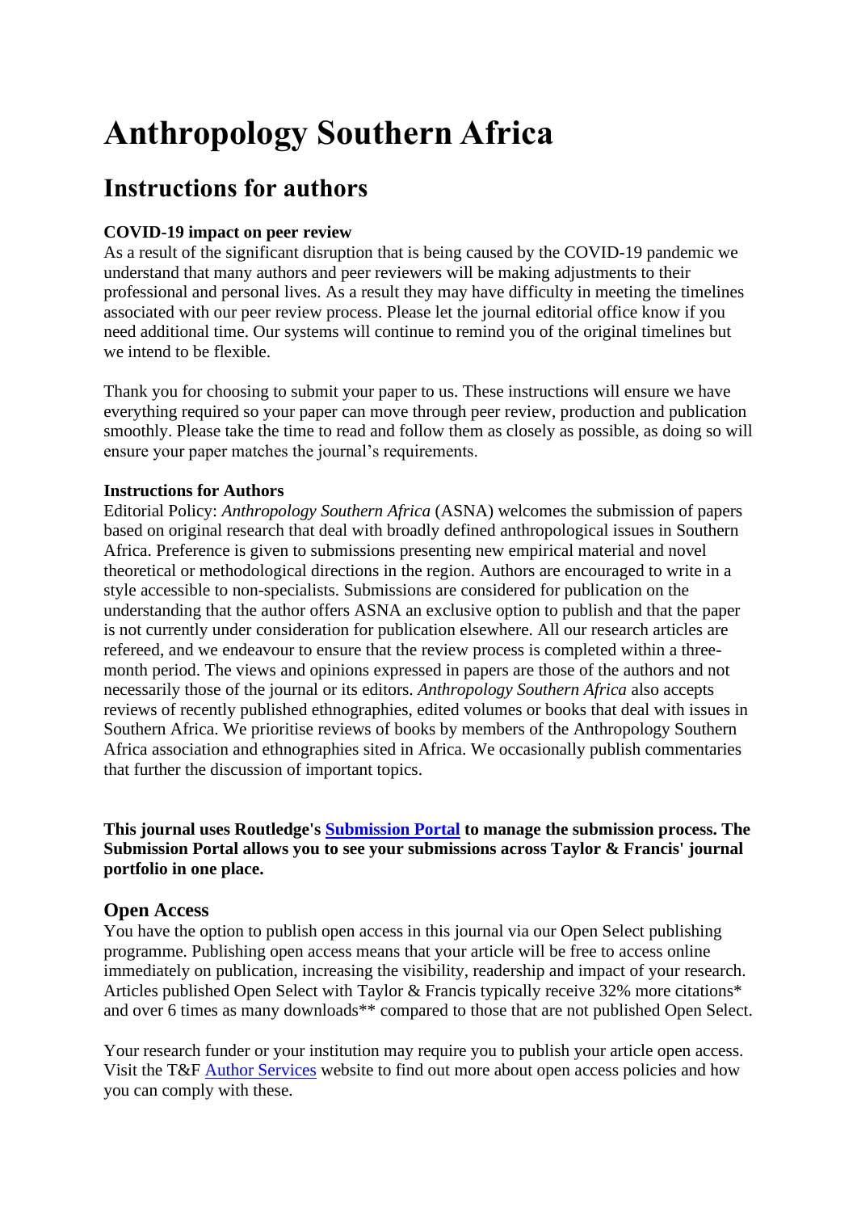# Anthropology Southern Africa

## Instructions for authors

**COVID-19 impact on peer review**

As a result of the significant disruption that is being caused by the COVID-19 pandemic we understand that many authors and peer reviewers will be making adjustments to their professional and personal lives. As a result they may have difficulty in meeting the timelines associated with our peer review process. Please let the journal editorial office know if you need additional time. Our systems will continue to remind you of the original timelines but we intend to be flexible.

Thank you for choosing to submit your paper to us. These instructions will ensure we have everything required so your paper can move through peer review, production and publication smoothly. Please take the time to read and follow them as closely as possible, as doing so will ensure your paper matches the journal's requirements.

**Instructions for Authors**

Editorial Policy: *Anthropology Southern Africa* (ASNA) welcomes the submission of papers based on original research that deal with broadly defined anthropological issues in Southern Africa. Preference is given to submissions presenting new empirical material and novel theoretical or methodological directions in the region. Authors are encouraged to write in a style accessible to non-specialists. Submissions are considered for publication on the understanding that the author offers ASNA an exclusive option to publish and that the paper is not currently under consideration for publication elsewhere. All our research articles are refereed, and we endeavour to ensure that the review process is completed within a three-month period. The views and opinions expressed in papers are those of the authors and not necessarily those of the journal or its editors. *Anthropology Southern Africa* also accepts reviews of recently published ethnographies, edited volumes or books that deal with issues in Southern Africa. We prioritise reviews of books by members of the Anthropology Southern Africa association and ethnographies sited in Africa. We occasionally publish commentaries that further the discussion of important topics.

**This journal uses Routledge's Submission Portal to manage the submission process. The Submission Portal allows you to see your submissions across Taylor & Francis' journal portfolio in one place.**

### Open Access

You have the option to publish open access in this journal via our Open Select publishing programme. Publishing open access means that your article will be free to access online immediately on publication, increasing the visibility, readership and impact of your research. Articles published Open Select with Taylor & Francis typically receive 32% more citations* and over 6 times as many downloads** compared to those that are not published Open Select.

Your research funder or your institution may require you to publish your article open access. Visit the T&F Author Services website to find out more about open access policies and how you can comply with these.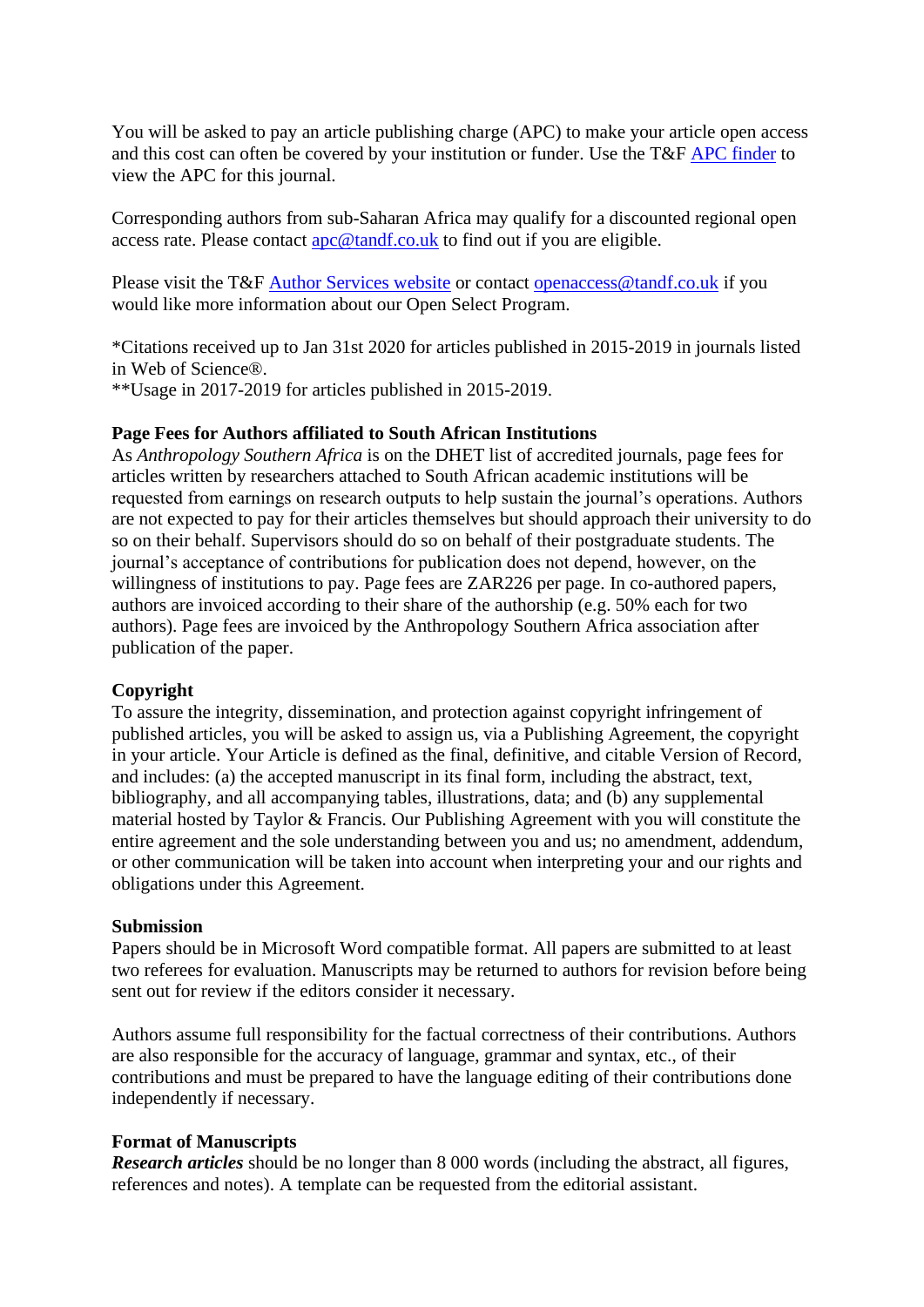You will be asked to pay an article publishing charge (APC) to make your article open access and this cost can often be covered by your institution or funder. Use the T&F [APC finder] to view the APC for this journal.

Corresponding authors from sub-Saharan Africa may qualify for a discounted regional open access rate. Please contact apc@tandf.co.uk to find out if you are eligible.

Please visit the T&F Author Services website or contact openaccess@tandf.co.uk if you would like more information about our Open Select Program.

*Citations received up to Jan 31st 2020 for articles published in 2015-2019 in journals listed in Web of Science®.
**Usage in 2017-2019 for articles published in 2015-2019.

**Page Fees for Authors affiliated to South African Institutions**
As *Anthropology Southern Africa* is on the DHET list of accredited journals, page fees for articles written by researchers attached to South African academic institutions will be requested from earnings on research outputs to help sustain the journal's operations. Authors are not expected to pay for their articles themselves but should approach their university to do so on their behalf. Supervisors should do so on behalf of their postgraduate students. The journal's acceptance of contributions for publication does not depend, however, on the willingness of institutions to pay. Page fees are ZAR226 per page. In co-authored papers, authors are invoiced according to their share of the authorship (e.g. 50% each for two authors). Page fees are invoiced by the Anthropology Southern Africa association after publication of the paper.

**Copyright**
To assure the integrity, dissemination, and protection against copyright infringement of published articles, you will be asked to assign us, via a Publishing Agreement, the copyright in your article. Your Article is defined as the final, definitive, and citable Version of Record, and includes: (a) the accepted manuscript in its final form, including the abstract, text, bibliography, and all accompanying tables, illustrations, data; and (b) any supplemental material hosted by Taylor & Francis. Our Publishing Agreement with you will constitute the entire agreement and the sole understanding between you and us; no amendment, addendum, or other communication will be taken into account when interpreting your and our rights and obligations under this Agreement.

**Submission**
Papers should be in Microsoft Word compatible format. All papers are submitted to at least two referees for evaluation. Manuscripts may be returned to authors for revision before being sent out for review if the editors consider it necessary.

Authors assume full responsibility for the factual correctness of their contributions. Authors are also responsible for the accuracy of language, grammar and syntax, etc., of their contributions and must be prepared to have the language editing of their contributions done independently if necessary.

**Format of Manuscripts**
***Research articles*** should be no longer than 8 000 words (including the abstract, all figures, references and notes). A template can be requested from the editorial assistant.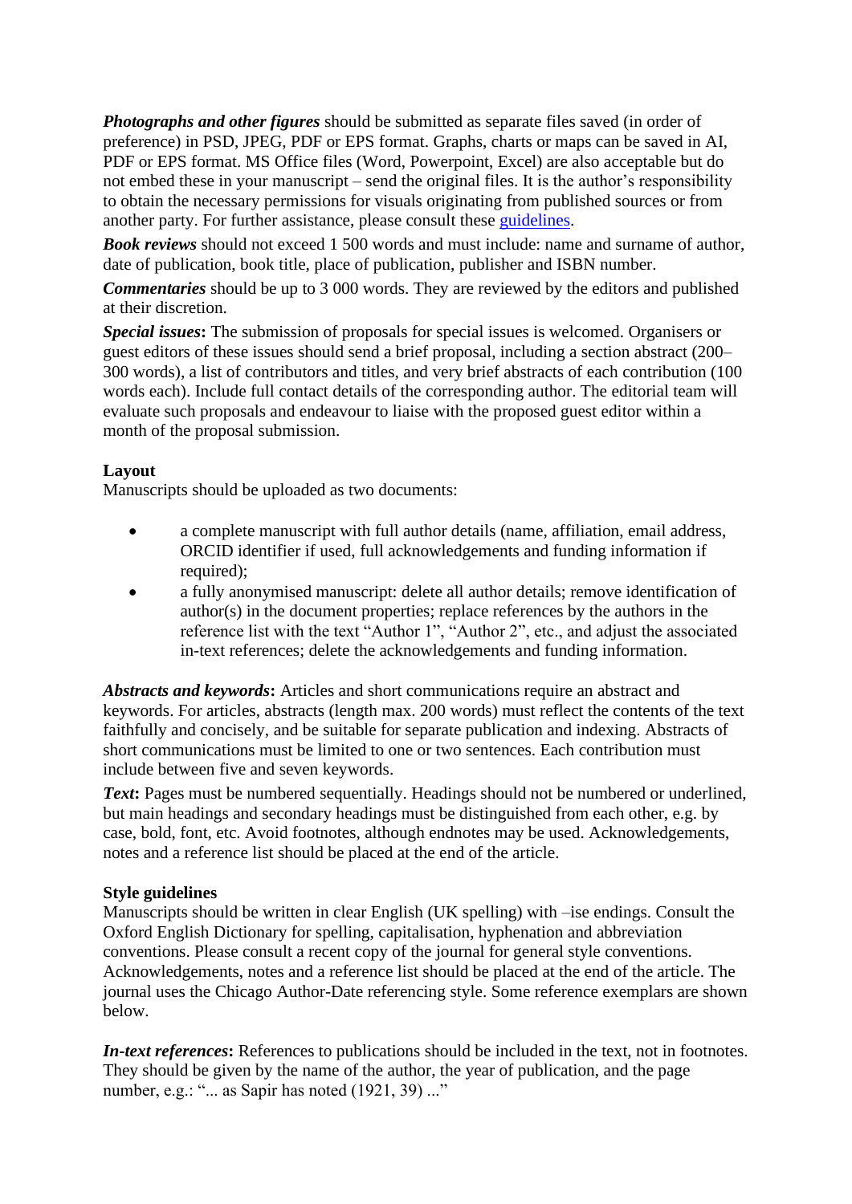***Photographs and other figures*** should be submitted as separate files saved (in order of preference) in PSD, JPEG, PDF or EPS format. Graphs, charts or maps can be saved in AI, PDF or EPS format. MS Office files (Word, Powerpoint, Excel) are also acceptable but do not embed these in your manuscript – send the original files. It is the author's responsibility to obtain the necessary permissions for visuals originating from published sources or from another party. For further assistance, please consult these guidelines.

***Book reviews*** should not exceed 1 500 words and must include: name and surname of author, date of publication, book title, place of publication, publisher and ISBN number.

***Commentaries*** should be up to 3 000 words. They are reviewed by the editors and published at their discretion.

***Special issues*:** The submission of proposals for special issues is welcomed. Organisers or guest editors of these issues should send a brief proposal, including a section abstract (200–300 words), a list of contributors and titles, and very brief abstracts of each contribution (100 words each). Include full contact details of the corresponding author. The editorial team will evaluate such proposals and endeavour to liaise with the proposed guest editor within a month of the proposal submission.

**Layout**

Manuscripts should be uploaded as two documents:

- a complete manuscript with full author details (name, affiliation, email address, ORCID identifier if used, full acknowledgements and funding information if required);
- a fully anonymised manuscript: delete all author details; remove identification of author(s) in the document properties; replace references by the authors in the reference list with the text "Author 1", "Author 2", etc., and adjust the associated in-text references; delete the acknowledgements and funding information.

***Abstracts and keywords*:** Articles and short communications require an abstract and keywords. For articles, abstracts (length max. 200 words) must reflect the contents of the text faithfully and concisely, and be suitable for separate publication and indexing. Abstracts of short communications must be limited to one or two sentences. Each contribution must include between five and seven keywords.

***Text*:** Pages must be numbered sequentially. Headings should not be numbered or underlined, but main headings and secondary headings must be distinguished from each other, e.g. by case, bold, font, etc. Avoid footnotes, although endnotes may be used. Acknowledgements, notes and a reference list should be placed at the end of the article.

**Style guidelines**

Manuscripts should be written in clear English (UK spelling) with –ise endings. Consult the Oxford English Dictionary for spelling, capitalisation, hyphenation and abbreviation conventions. Please consult a recent copy of the journal for general style conventions. Acknowledgements, notes and a reference list should be placed at the end of the article. The journal uses the Chicago Author-Date referencing style. Some reference exemplars are shown below.

***In-text references*:** References to publications should be included in the text, not in footnotes. They should be given by the name of the author, the year of publication, and the page number, e.g.: "... as Sapir has noted (1921, 39) ..."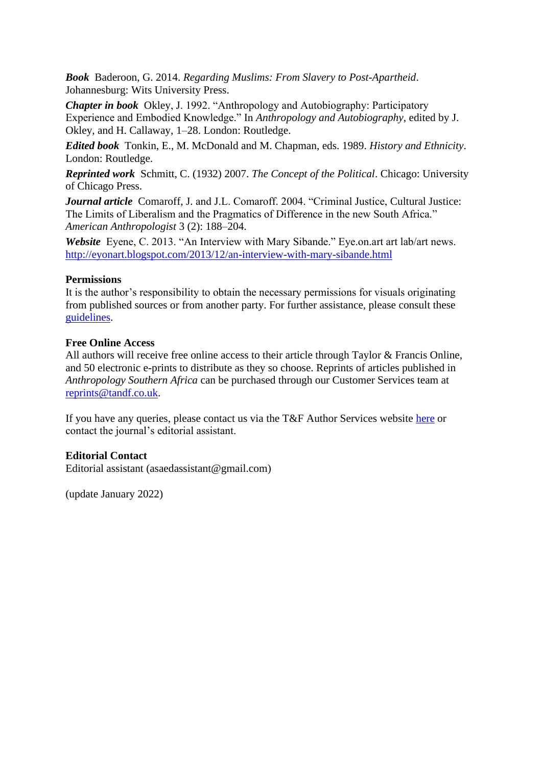***Book*** Baderoon, G. 2014. *Regarding Muslims: From Slavery to Post-Apartheid*. Johannesburg: Wits University Press.

***Chapter in book*** Okley, J. 1992. "Anthropology and Autobiography: Participatory Experience and Embodied Knowledge." In *Anthropology and Autobiography*, edited by J. Okley, and H. Callaway, 1–28. London: Routledge.

***Edited book*** Tonkin, E., M. McDonald and M. Chapman, eds. 1989. *History and Ethnicity*. London: Routledge.

***Reprinted work*** Schmitt, C. (1932) 2007. *The Concept of the Political*. Chicago: University of Chicago Press.

***Journal article*** Comaroff, J. and J.L. Comaroff. 2004. "Criminal Justice, Cultural Justice: The Limits of Liberalism and the Pragmatics of Difference in the new South Africa." *American Anthropologist* 3 (2): 188–204.

***Website*** Eyene, C. 2013. "An Interview with Mary Sibande." Eye.on.art art lab/art news. http://eyonart.blogspot.com/2013/12/an-interview-with-mary-sibande.html

**Permissions**
It is the author's responsibility to obtain the necessary permissions for visuals originating from published sources or from another party. For further assistance, please consult these guidelines.

**Free Online Access**
All authors will receive free online access to their article through Taylor & Francis Online, and 50 electronic e-prints to distribute as they so choose. Reprints of articles published in *Anthropology Southern Africa* can be purchased through our Customer Services team at reprints@tandf.co.uk.

If you have any queries, please contact us via the T&F Author Services website here or contact the journal's editorial assistant.

**Editorial Contact**
Editorial assistant (asaedassistant@gmail.com)

(update January 2022)